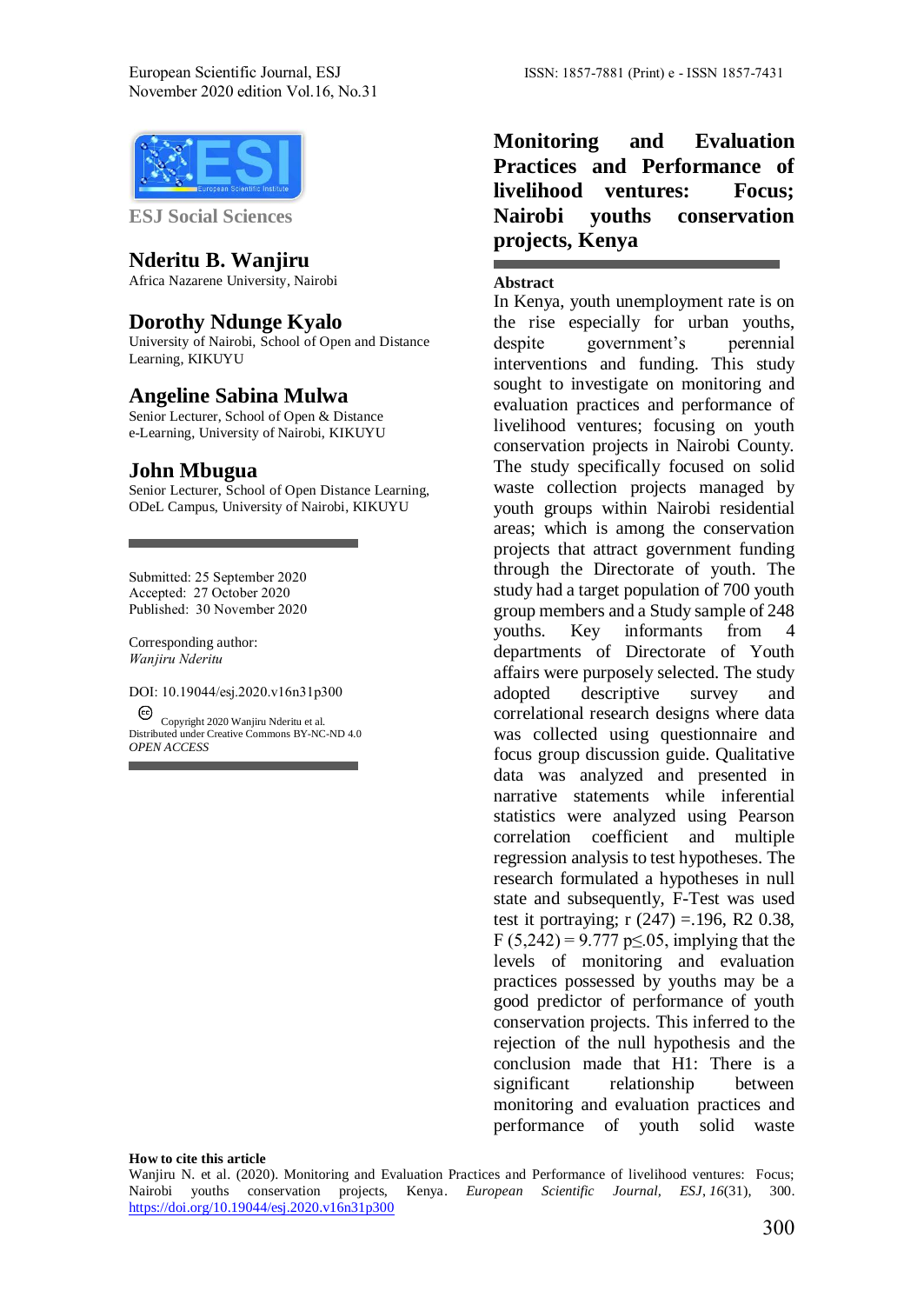ESJ Social Sciences

# Monitoring and Evaluation Practices and Performance of livelihood ventures: Focus; Nairobi youths conservation projects, Kenya

**Nderitu B. Wanjiru**
Africa Nazarene University, Nairobi

**Dorothy Ndunge Kyalo**
University of Nairobi, School of Open and Distance Learning, KIKUYU

**Angeline Sabina Mulwa**
Senior Lecturer, School of Open & Distance e-Learning, University of Nairobi, KIKUYU

**John Mbugua**
Senior Lecturer, School of Open Distance Learning, ODeL Campus, University of Nairobi, KIKUYU

Submitted: 25 September 2020
Accepted: 27 October 2020
Published: 30 November 2020

Corresponding author:
*Wanjiru Nderitu*

DOI: 10.19044/esj.2020.v16n31p300

Copyright 2020 Wanjiru Nderitu et al.
Distributed under Creative Commons BY-NC-ND 4.0
*OPEN ACCESS*

## Abstract

In Kenya, youth unemployment rate is on the rise especially for urban youths, despite government's perennial interventions and funding. This study sought to investigate on monitoring and evaluation practices and performance of livelihood ventures; focusing on youth conservation projects in Nairobi County. The study specifically focused on solid waste collection projects managed by youth groups within Nairobi residential areas; which is among the conservation projects that attract government funding through the Directorate of youth. The study had a target population of 700 youth group members and a Study sample of 248 youths. Key informants from 4 departments of Directorate of Youth affairs were purposely selected. The study adopted descriptive survey and correlational research designs where data was collected using questionnaire and focus group discussion guide. Qualitative data was analyzed and presented in narrative statements while inferential statistics were analyzed using Pearson correlation coefficient and multiple regression analysis to test hypotheses. The research formulated a hypotheses in null state and subsequently, F-Test was used test it portraying; r (247) =.196, R2 0.38, F (5,242) = 9.777 $p \leq .05$, implying that the levels of monitoring and evaluation practices possessed by youths may be a good predictor of performance of youth conservation projects. This inferred to the rejection of the null hypothesis and the conclusion made that H1: There is a significant relationship between monitoring and evaluation practices and performance of youth solid waste

**How to cite this article**
Wanjiru N. et al. (2020). Monitoring and Evaluation Practices and Performance of livelihood ventures: Focus; Nairobi youths conservation projects, Kenya. *European Scientific Journal, ESJ*, *16*(31), 300. https://doi.org/10.19044/esj.2020.v16n31p300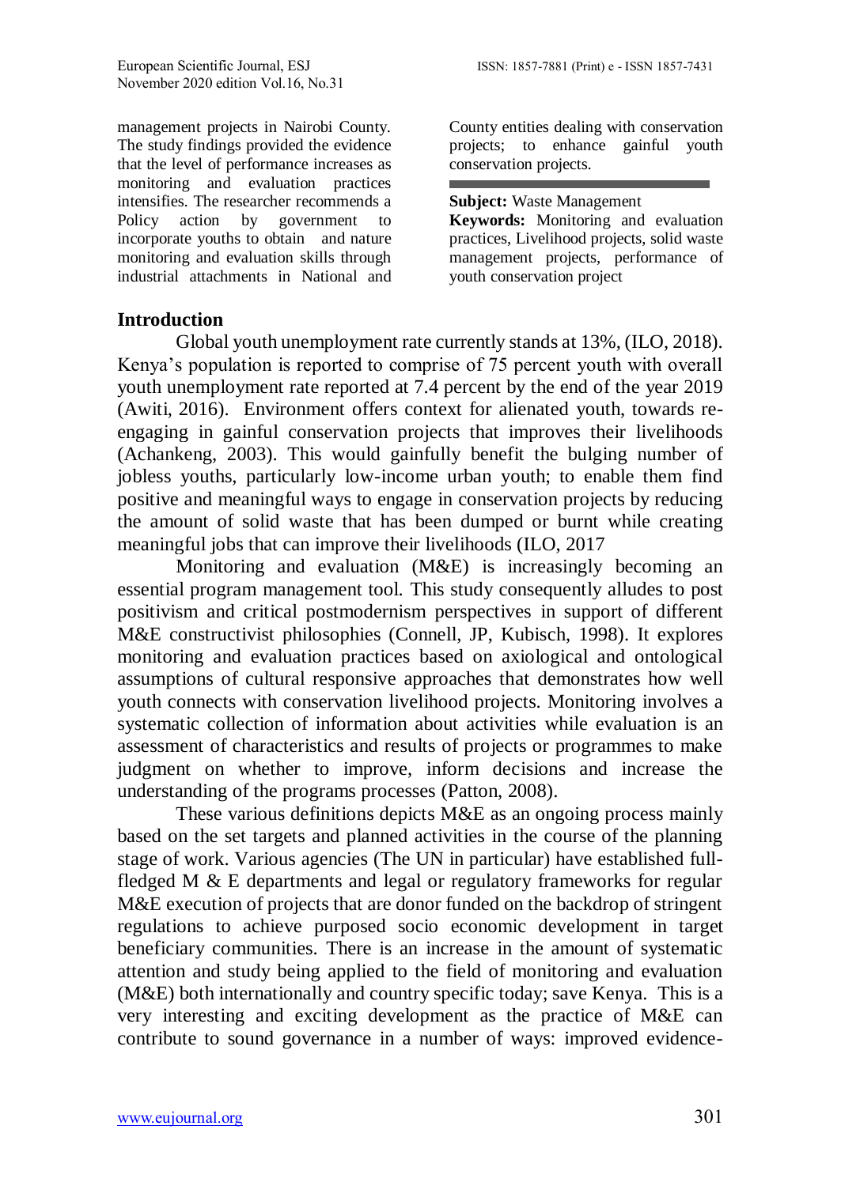management projects in Nairobi County. The study findings provided the evidence that the level of performance increases as monitoring and evaluation practices intensifies. The researcher recommends a Policy action by government to incorporate youths to obtain and nature monitoring and evaluation skills through industrial attachments in National and County entities dealing with conservation projects; to enhance gainful youth conservation projects.

**Subject:** Waste Management

**Keywords:** Monitoring and evaluation practices, Livelihood projects, solid waste management projects, performance of youth conservation project

## Introduction

Global youth unemployment rate currently stands at 13%, (ILO, 2018). Kenya's population is reported to comprise of 75 percent youth with overall youth unemployment rate reported at 7.4 percent by the end of the year 2019 (Awiti, 2016). Environment offers context for alienated youth, towards re-engaging in gainful conservation projects that improves their livelihoods (Achankeng, 2003). This would gainfully benefit the bulging number of jobless youths, particularly low-income urban youth; to enable them find positive and meaningful ways to engage in conservation projects by reducing the amount of solid waste that has been dumped or burnt while creating meaningful jobs that can improve their livelihoods (ILO, 2017

Monitoring and evaluation (M&E) is increasingly becoming an essential program management tool. This study consequently alludes to post positivism and critical postmodernism perspectives in support of different M&E constructivist philosophies (Connell, JP, Kubisch, 1998). It explores monitoring and evaluation practices based on axiological and ontological assumptions of cultural responsive approaches that demonstrates how well youth connects with conservation livelihood projects. Monitoring involves a systematic collection of information about activities while evaluation is an assessment of characteristics and results of projects or programmes to make judgment on whether to improve, inform decisions and increase the understanding of the programs processes (Patton, 2008).

These various definitions depicts M&E as an ongoing process mainly based on the set targets and planned activities in the course of the planning stage of work. Various agencies (The UN in particular) have established full-fledged M & E departments and legal or regulatory frameworks for regular M&E execution of projects that are donor funded on the backdrop of stringent regulations to achieve purposed socio economic development in target beneficiary communities. There is an increase in the amount of systematic attention and study being applied to the field of monitoring and evaluation (M&E) both internationally and country specific today; save Kenya. This is a very interesting and exciting development as the practice of M&E can contribute to sound governance in a number of ways: improved evidence-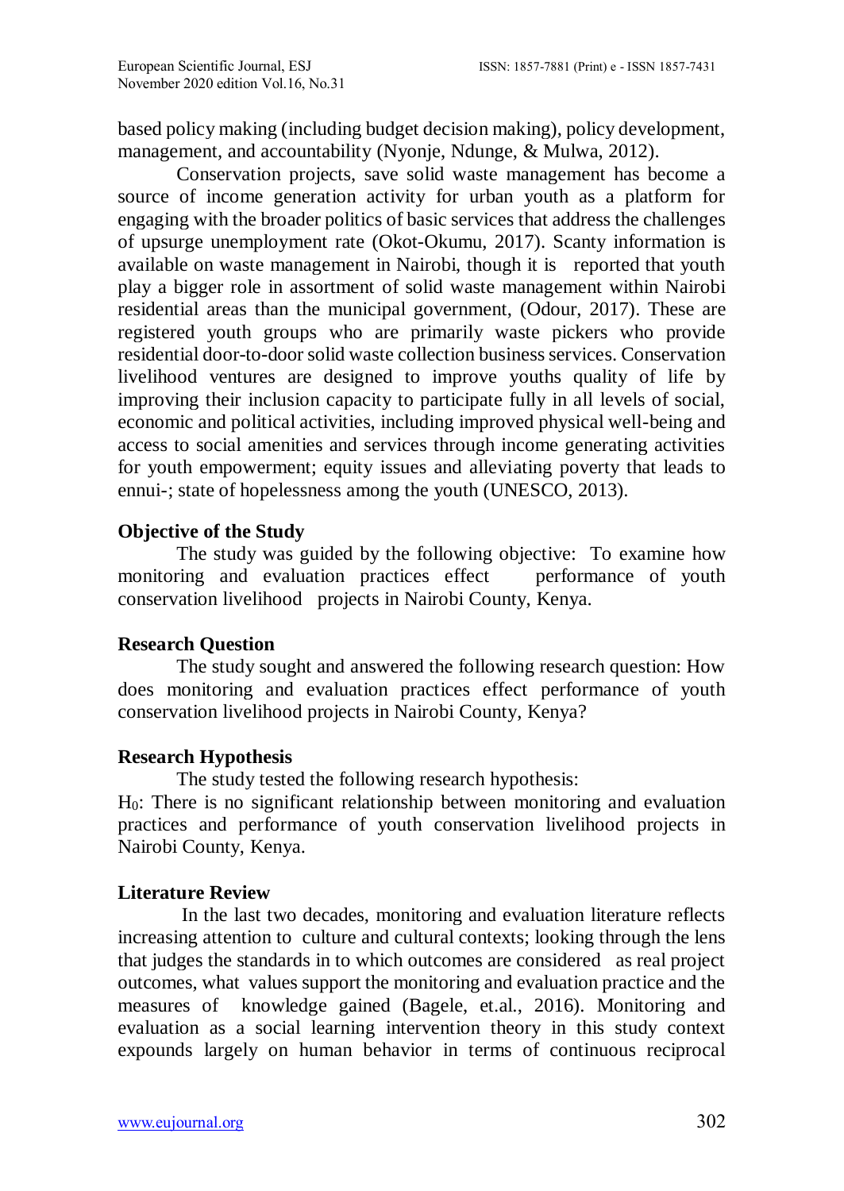based policy making (including budget decision making), policy development, management, and accountability (Nyonje, Ndunge, & Mulwa, 2012).

Conservation projects, save solid waste management has become a source of income generation activity for urban youth as a platform for engaging with the broader politics of basic services that address the challenges of upsurge unemployment rate (Okot-Okumu, 2017). Scanty information is available on waste management in Nairobi, though it is reported that youth play a bigger role in assortment of solid waste management within Nairobi residential areas than the municipal government, (Odour, 2017). These are registered youth groups who are primarily waste pickers who provide residential door-to-door solid waste collection business services. Conservation livelihood ventures are designed to improve youths quality of life by improving their inclusion capacity to participate fully in all levels of social, economic and political activities, including improved physical well-being and access to social amenities and services through income generating activities for youth empowerment; equity issues and alleviating poverty that leads to ennui-; state of hopelessness among the youth (UNESCO, 2013).

## Objective of the Study

The study was guided by the following objective: To examine how monitoring and evaluation practices effect performance of youth conservation livelihood projects in Nairobi County, Kenya.

## Research Question

The study sought and answered the following research question: How does monitoring and evaluation practices effect performance of youth conservation livelihood projects in Nairobi County, Kenya?

## Research Hypothesis

The study tested the following research hypothesis:

$H_0$: There is no significant relationship between monitoring and evaluation practices and performance of youth conservation livelihood projects in Nairobi County, Kenya.

## Literature Review

In the last two decades, monitoring and evaluation literature reflects increasing attention to culture and cultural contexts; looking through the lens that judges the standards in to which outcomes are considered as real project outcomes, what values support the monitoring and evaluation practice and the measures of knowledge gained (Bagele, et.al., 2016). Monitoring and evaluation as a social learning intervention theory in this study context expounds largely on human behavior in terms of continuous reciprocal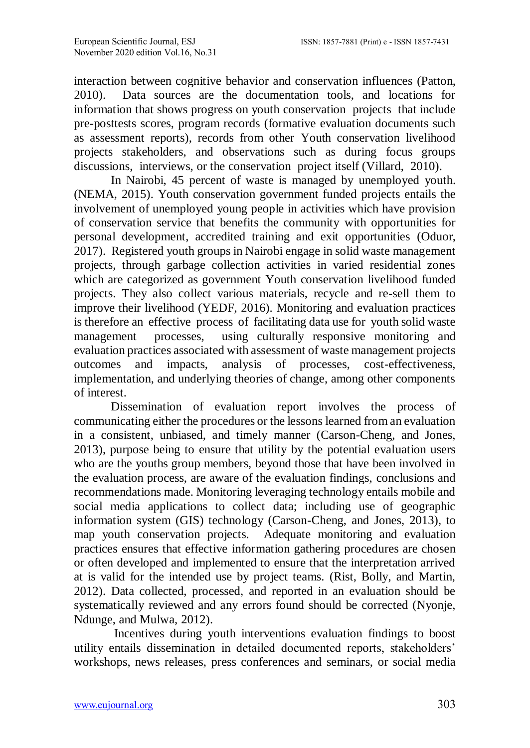interaction between cognitive behavior and conservation influences (Patton, 2010). Data sources are the documentation tools, and locations for information that shows progress on youth conservation projects that include pre-posttests scores, program records (formative evaluation documents such as assessment reports), records from other Youth conservation livelihood projects stakeholders, and observations such as during focus groups discussions, interviews, or the conservation project itself (Villard, 2010).

In Nairobi, 45 percent of waste is managed by unemployed youth. (NEMA, 2015). Youth conservation government funded projects entails the involvement of unemployed young people in activities which have provision of conservation service that benefits the community with opportunities for personal development, accredited training and exit opportunities (Oduor, 2017). Registered youth groups in Nairobi engage in solid waste management projects, through garbage collection activities in varied residential zones which are categorized as government Youth conservation livelihood funded projects. They also collect various materials, recycle and re-sell them to improve their livelihood (YEDF, 2016). Monitoring and evaluation practices is therefore an effective process of facilitating data use for youth solid waste management processes, using culturally responsive monitoring and evaluation practices associated with assessment of waste management projects outcomes and impacts, analysis of processes, cost-effectiveness, implementation, and underlying theories of change, among other components of interest.

Dissemination of evaluation report involves the process of communicating either the procedures or the lessons learned from an evaluation in a consistent, unbiased, and timely manner (Carson-Cheng, and Jones, 2013), purpose being to ensure that utility by the potential evaluation users who are the youths group members, beyond those that have been involved in the evaluation process, are aware of the evaluation findings, conclusions and recommendations made. Monitoring leveraging technology entails mobile and social media applications to collect data; including use of geographic information system (GIS) technology (Carson-Cheng, and Jones, 2013), to map youth conservation projects. Adequate monitoring and evaluation practices ensures that effective information gathering procedures are chosen or often developed and implemented to ensure that the interpretation arrived at is valid for the intended use by project teams. (Rist, Bolly, and Martin, 2012). Data collected, processed, and reported in an evaluation should be systematically reviewed and any errors found should be corrected (Nyonje, Ndunge, and Mulwa, 2012).

Incentives during youth interventions evaluation findings to boost utility entails dissemination in detailed documented reports, stakeholders' workshops, news releases, press conferences and seminars, or social media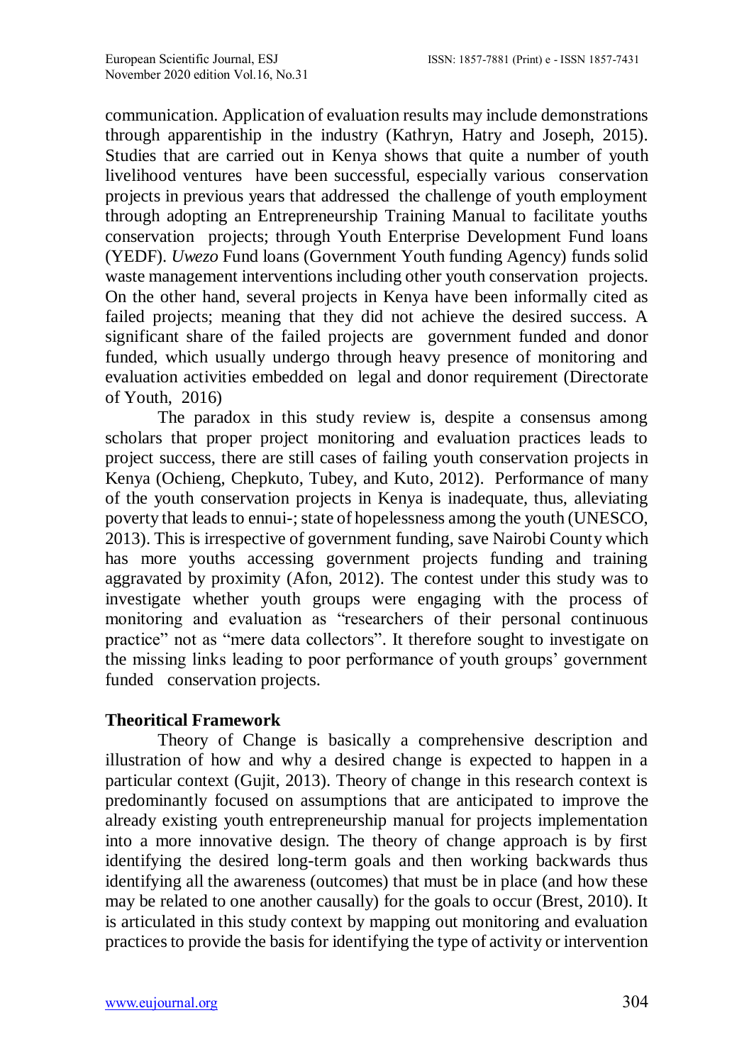communication. Application of evaluation results may include demonstrations through apparentiship in the industry (Kathryn, Hatry and Joseph, 2015). Studies that are carried out in Kenya shows that quite a number of youth livelihood ventures have been successful, especially various conservation projects in previous years that addressed the challenge of youth employment through adopting an Entrepreneurship Training Manual to facilitate youths conservation projects; through Youth Enterprise Development Fund loans (YEDF). *Uwezo* Fund loans (Government Youth funding Agency) funds solid waste management interventions including other youth conservation projects. On the other hand, several projects in Kenya have been informally cited as failed projects; meaning that they did not achieve the desired success. A significant share of the failed projects are government funded and donor funded, which usually undergo through heavy presence of monitoring and evaluation activities embedded on legal and donor requirement (Directorate of Youth, 2016)

The paradox in this study review is, despite a consensus among scholars that proper project monitoring and evaluation practices leads to project success, there are still cases of failing youth conservation projects in Kenya (Ochieng, Chepkuto, Tubey, and Kuto, 2012). Performance of many of the youth conservation projects in Kenya is inadequate, thus, alleviating poverty that leads to ennui-; state of hopelessness among the youth (UNESCO, 2013). This is irrespective of government funding, save Nairobi County which has more youths accessing government projects funding and training aggravated by proximity (Afon, 2012). The contest under this study was to investigate whether youth groups were engaging with the process of monitoring and evaluation as "researchers of their personal continuous practice" not as "mere data collectors". It therefore sought to investigate on the missing links leading to poor performance of youth groups' government funded conservation projects.

## Theoritical Framework

Theory of Change is basically a comprehensive description and illustration of how and why a desired change is expected to happen in a particular context (Gujit, 2013). Theory of change in this research context is predominantly focused on assumptions that are anticipated to improve the already existing youth entrepreneurship manual for projects implementation into a more innovative design. The theory of change approach is by first identifying the desired long-term goals and then working backwards thus identifying all the awareness (outcomes) that must be in place (and how these may be related to one another causally) for the goals to occur (Brest, 2010). It is articulated in this study context by mapping out monitoring and evaluation practices to provide the basis for identifying the type of activity or intervention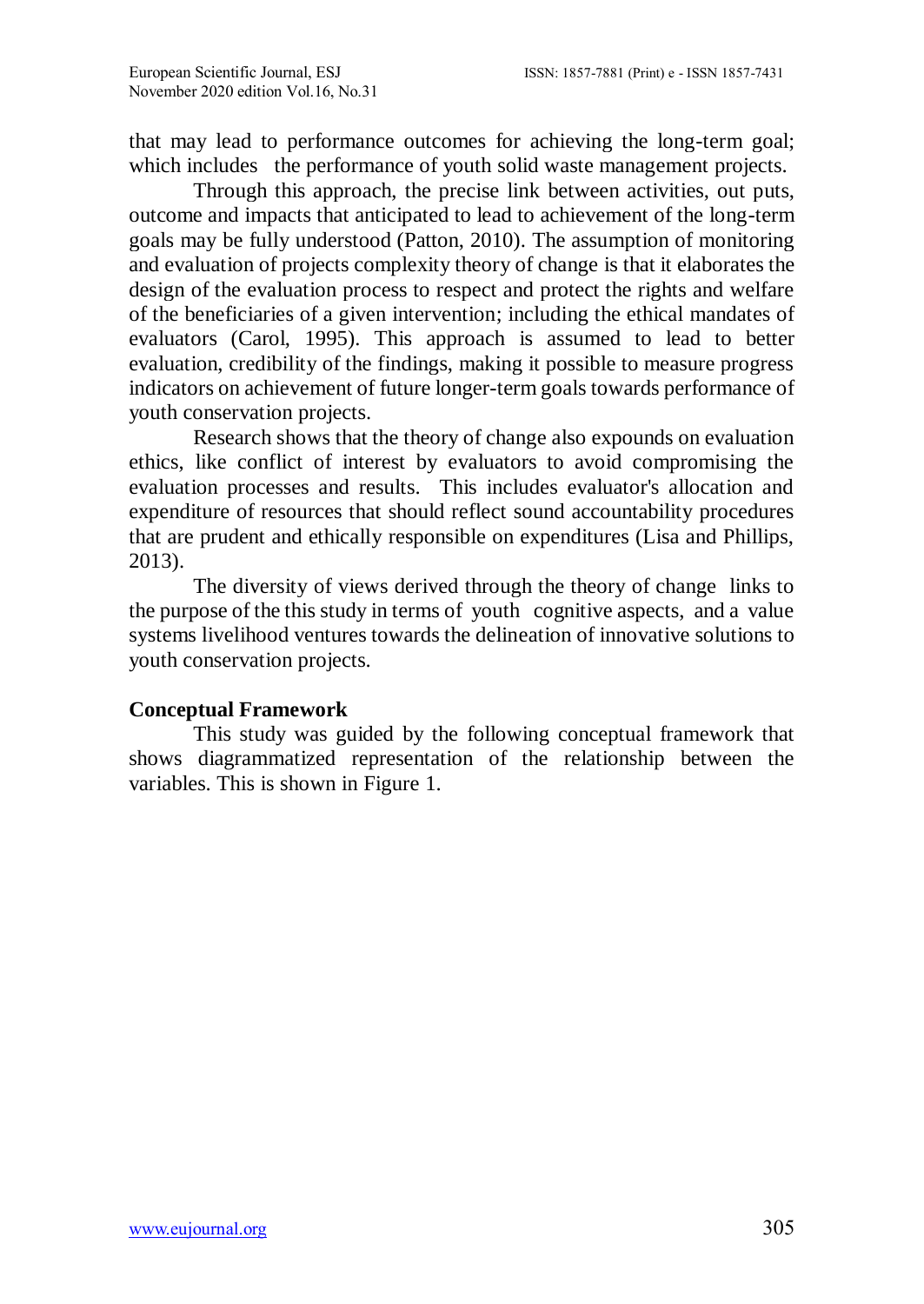that may lead to performance outcomes for achieving the long-term goal; which includes the performance of youth solid waste management projects.

Through this approach, the precise link between activities, out puts, outcome and impacts that anticipated to lead to achievement of the long-term goals may be fully understood (Patton, 2010). The assumption of monitoring and evaluation of projects complexity theory of change is that it elaborates the design of the evaluation process to respect and protect the rights and welfare of the beneficiaries of a given intervention; including the ethical mandates of evaluators (Carol, 1995). This approach is assumed to lead to better evaluation, credibility of the findings, making it possible to measure progress indicators on achievement of future longer-term goals towards performance of youth conservation projects.

Research shows that the theory of change also expounds on evaluation ethics, like conflict of interest by evaluators to avoid compromising the evaluation processes and results. This includes evaluator's allocation and expenditure of resources that should reflect sound accountability procedures that are prudent and ethically responsible on expenditures (Lisa and Phillips, 2013).

The diversity of views derived through the theory of change links to the purpose of the this study in terms of youth cognitive aspects, and a value systems livelihood ventures towards the delineation of innovative solutions to youth conservation projects.

## Conceptual Framework

This study was guided by the following conceptual framework that shows diagrammatized representation of the relationship between the variables. This is shown in Figure 1.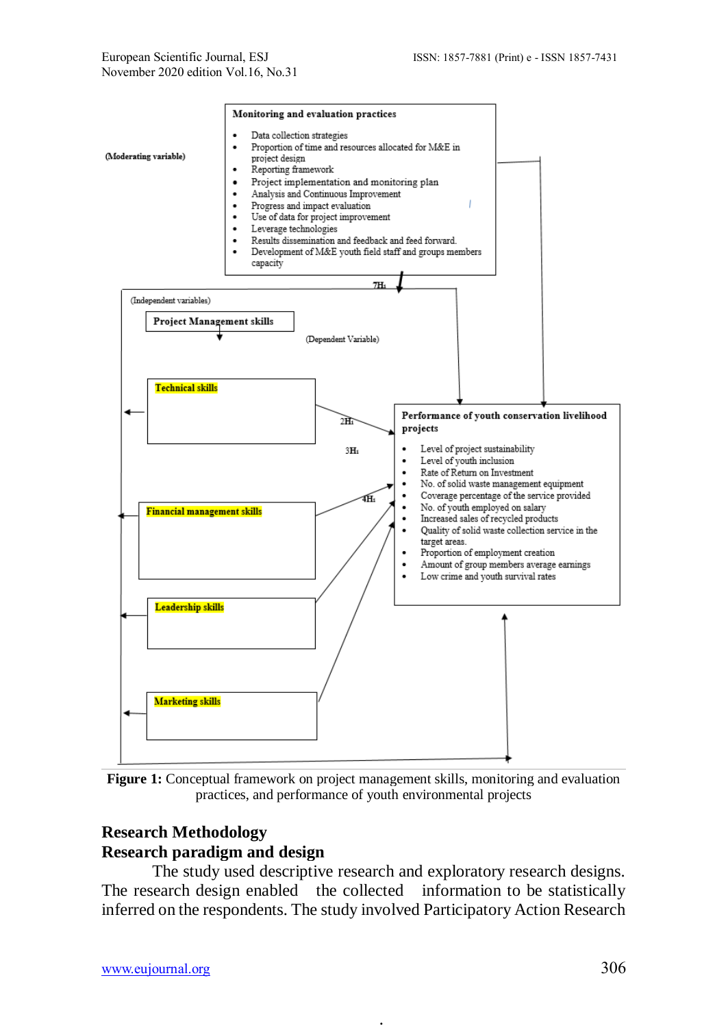(Moderating variable)

**Monitoring and evaluation practices**

- Data collection strategies
- Proportion of time and resources allocated for M&E in project design
- Reporting framework
- Project implementation and monitoring plan
- Analysis and Continuous Improvement
- Progress and impact evaluation
- Use of data for project improvement
- Leverage technologies
- Results dissemination and feedback and feed forward.
- Development of M&E youth field staff and groups members capacity

7H₁

(Independent variables)

**Project Management skills**

(Dependent Variable)

**Technical skills**

2H₁

3H₁

4H₁

**Financial management skills**

**Leadership skills**

**Marketing skills**

**Performance of youth conservation livelihood projects**

- Level of project sustainability
- Level of youth inclusion
- Rate of Return on Investment
- No. of solid waste management equipment
- Coverage percentage of the service provided
- No. of youth employed on salary
- Increased sales of recycled products
- Quality of solid waste collection service in the target areas.
- Proportion of employment creation
- Amount of group members average earnings
- Low crime and youth survival rates

**Figure 1:** Conceptual framework on project management skills, monitoring and evaluation practices, and performance of youth environmental projects

## Research Methodology

### Research paradigm and design

The study used descriptive research and exploratory research designs. The research design enabled the collected information to be statistically inferred on the respondents. The study involved Participatory Action Research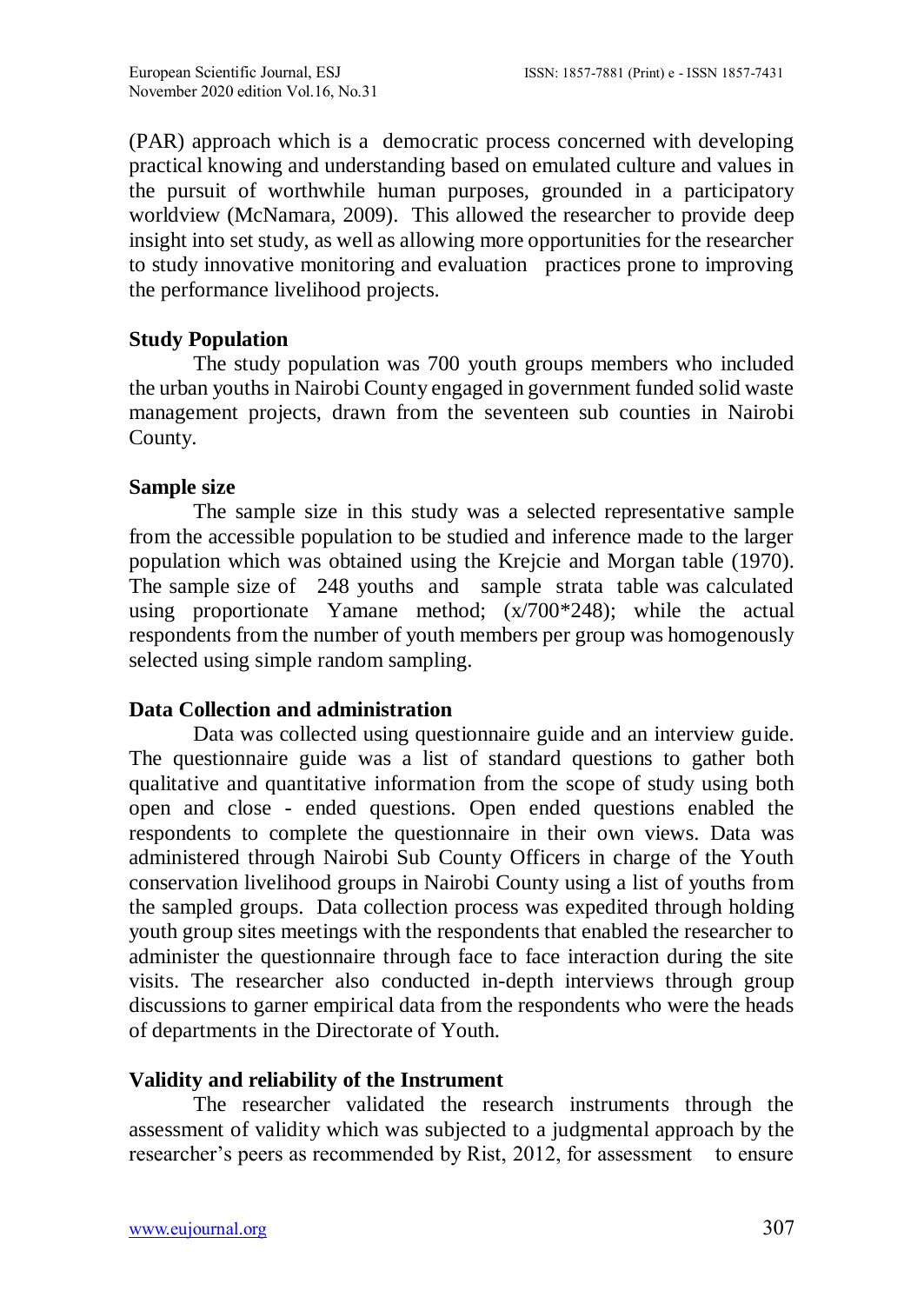(PAR) approach which is a democratic process concerned with developing practical knowing and understanding based on emulated culture and values in the pursuit of worthwhile human purposes, grounded in a participatory worldview (McNamara, 2009). This allowed the researcher to provide deep insight into set study, as well as allowing more opportunities for the researcher to study innovative monitoring and evaluation practices prone to improving the performance livelihood projects.

### Study Population

The study population was 700 youth groups members who included the urban youths in Nairobi County engaged in government funded solid waste management projects, drawn from the seventeen sub counties in Nairobi County.

### Sample size

The sample size in this study was a selected representative sample from the accessible population to be studied and inference made to the larger population which was obtained using the Krejcie and Morgan table (1970). The sample size of 248 youths and sample strata table was calculated using proportionate Yamane method; (x/700*248); while the actual respondents from the number of youth members per group was homogenously selected using simple random sampling.

### Data Collection and administration

Data was collected using questionnaire guide and an interview guide. The questionnaire guide was a list of standard questions to gather both qualitative and quantitative information from the scope of study using both open and close - ended questions. Open ended questions enabled the respondents to complete the questionnaire in their own views. Data was administered through Nairobi Sub County Officers in charge of the Youth conservation livelihood groups in Nairobi County using a list of youths from the sampled groups. Data collection process was expedited through holding youth group sites meetings with the respondents that enabled the researcher to administer the questionnaire through face to face interaction during the site visits. The researcher also conducted in-depth interviews through group discussions to garner empirical data from the respondents who were the heads of departments in the Directorate of Youth.

### Validity and reliability of the Instrument

The researcher validated the research instruments through the assessment of validity which was subjected to a judgmental approach by the researcher's peers as recommended by Rist, 2012, for assessment to ensure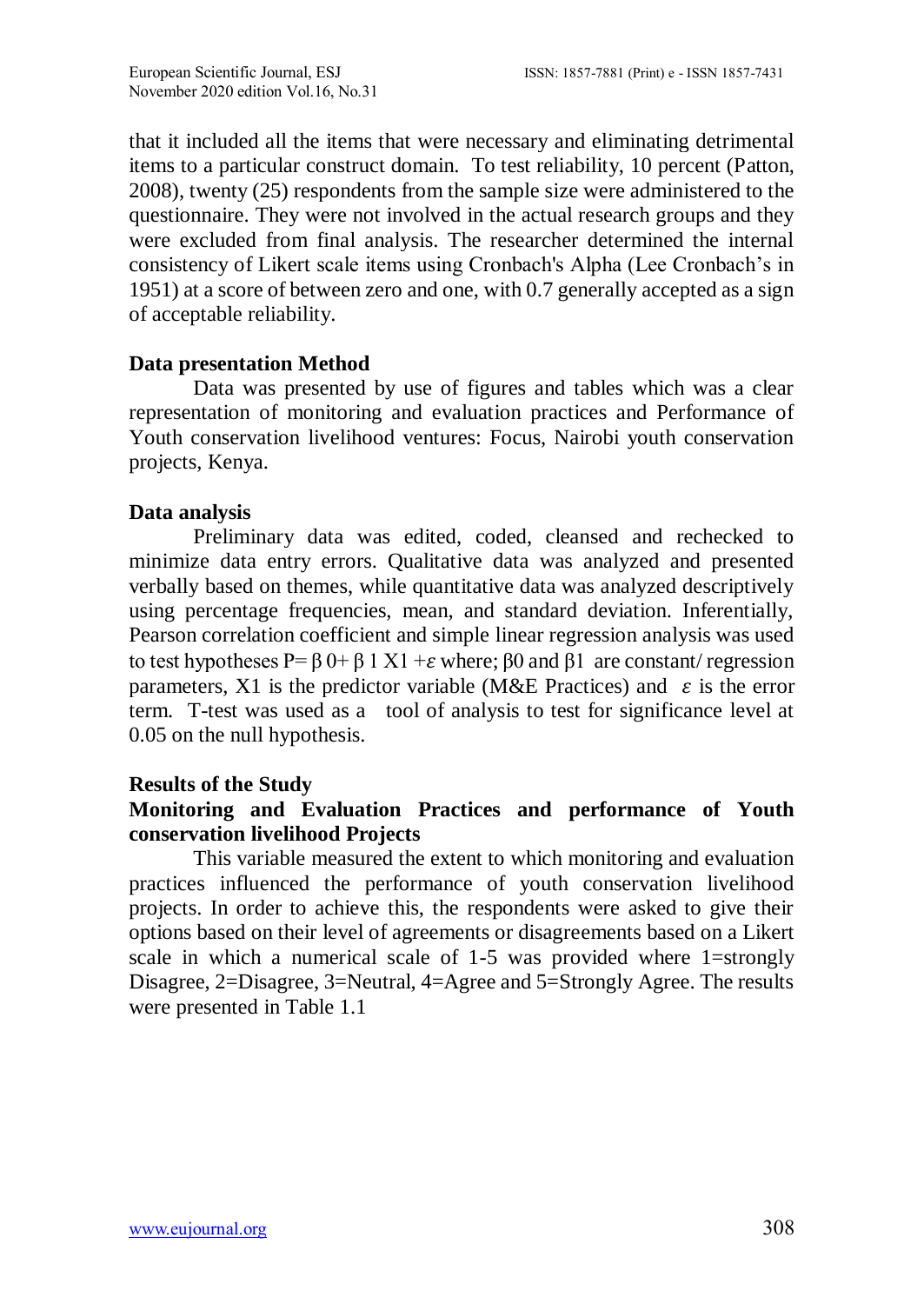that it included all the items that were necessary and eliminating detrimental items to a particular construct domain. To test reliability, 10 percent (Patton, 2008), twenty (25) respondents from the sample size were administered to the questionnaire. They were not involved in the actual research groups and they were excluded from final analysis. The researcher determined the internal consistency of Likert scale items using Cronbach's Alpha (Lee Cronbach's in 1951) at a score of between zero and one, with 0.7 generally accepted as a sign of acceptable reliability.

**Data presentation Method**

Data was presented by use of figures and tables which was a clear representation of monitoring and evaluation practices and Performance of Youth conservation livelihood ventures: Focus, Nairobi youth conservation projects, Kenya.

**Data analysis**

Preliminary data was edited, coded, cleansed and rechecked to minimize data entry errors. Qualitative data was analyzed and presented verbally based on themes, while quantitative data was analyzed descriptively using percentage frequencies, mean, and standard deviation. Inferentially, Pearson correlation coefficient and simple linear regression analysis was used to test hypotheses $P= \beta_0 + \beta_1 X_1 + \varepsilon$ where; $\beta_0$ and $\beta_1$ are constant/ regression parameters, $X_1$ is the predictor variable (M&E Practices) and $\varepsilon$ is the error term. T-test was used as a tool of analysis to test for significance level at 0.05 on the null hypothesis.

**Results of the Study**

**Monitoring and Evaluation Practices and performance of Youth conservation livelihood Projects**

This variable measured the extent to which monitoring and evaluation practices influenced the performance of youth conservation livelihood projects. In order to achieve this, the respondents were asked to give their options based on their level of agreements or disagreements based on a Likert scale in which a numerical scale of 1-5 was provided where 1=strongly Disagree, 2=Disagree, 3=Neutral, 4=Agree and 5=Strongly Agree. The results were presented in Table 1.1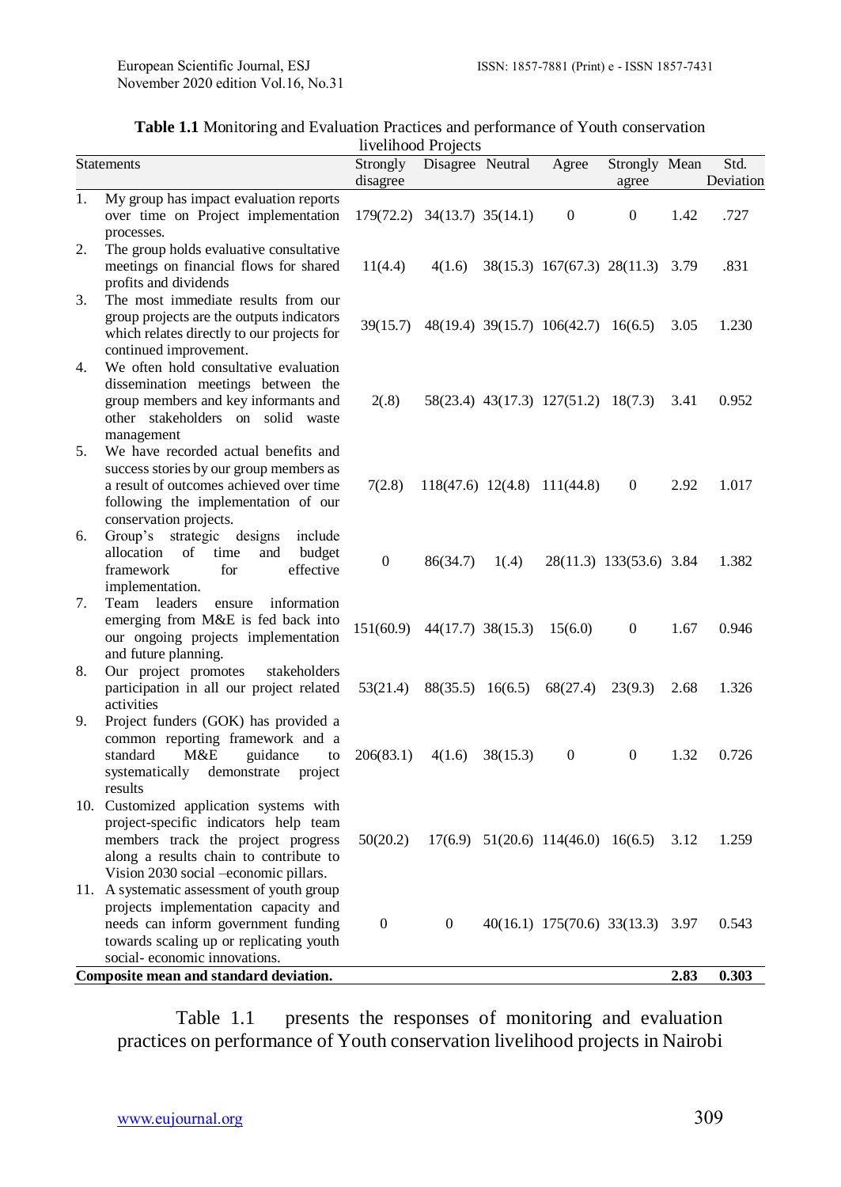**Table 1.1** Monitoring and Evaluation Practices and performance of Youth conservation livelihood Projects

| Statements | Strongly disagree | Disagree | Neutral | Agree | Strongly agree | Mean | Std. Deviation |
|---|---|---|---|---|---|---|---|
| 1. My group has impact evaluation reports over time on Project implementation processes. | 179(72.2) | 34(13.7) | 35(14.1) | 0 | 0 | 1.42 | .727 |
| 2. The group holds evaluative consultative meetings on financial flows for shared profits and dividends | 11(4.4) | 4(1.6) | 38(15.3) | 167(67.3) | 28(11.3) | 3.79 | .831 |
| 3. The most immediate results from our group projects are the outputs indicators which relates directly to our projects for continued improvement. | 39(15.7) | 48(19.4) | 39(15.7) | 106(42.7) | 16(6.5) | 3.05 | 1.230 |
| 4. We often hold consultative evaluation dissemination meetings between the group members and key informants and other stakeholders on solid waste management | 2(.8) | 58(23.4) | 43(17.3) | 127(51.2) | 18(7.3) | 3.41 | 0.952 |
| 5. We have recorded actual benefits and success stories by our group members as a result of outcomes achieved over time following the implementation of our conservation projects. | 7(2.8) | 118(47.6) | 12(4.8) | 111(44.8) | 0 | 2.92 | 1.017 |
| 6. Group's strategic designs include allocation of time and budget framework for effective implementation. | 0 | 86(34.7) | 1(.4) | 28(11.3) | 133(53.6) | 3.84 | 1.382 |
| 7. Team leaders ensure information emerging from M&E is fed back into our ongoing projects implementation and future planning. | 151(60.9) | 44(17.7) | 38(15.3) | 15(6.0) | 0 | 1.67 | 0.946 |
| 8. Our project promotes stakeholders participation in all our project related activities | 53(21.4) | 88(35.5) | 16(6.5) | 68(27.4) | 23(9.3) | 2.68 | 1.326 |
| 9. Project funders (GOK) has provided a common reporting framework and a standard M&E guidance to systematically demonstrate project results | 206(83.1) | 4(1.6) | 38(15.3) | 0 | 0 | 1.32 | 0.726 |
| 10. Customized application systems with project-specific indicators help team members track the project progress along a results chain to contribute to Vision 2030 social –economic pillars. | 50(20.2) | 17(6.9) | 51(20.6) | 114(46.0) | 16(6.5) | 3.12 | 1.259 |
| 11. A systematic assessment of youth group projects implementation capacity and needs can inform government funding towards scaling up or replicating youth social- economic innovations. | 0 | 0 | 40(16.1) | 175(70.6) | 33(13.3) | 3.97 | 0.543 |
| **Composite mean and standard deviation.** | | | | | | **2.83** | **0.303** |

Table 1.1 presents the responses of monitoring and evaluation practices on performance of Youth conservation livelihood projects in Nairobi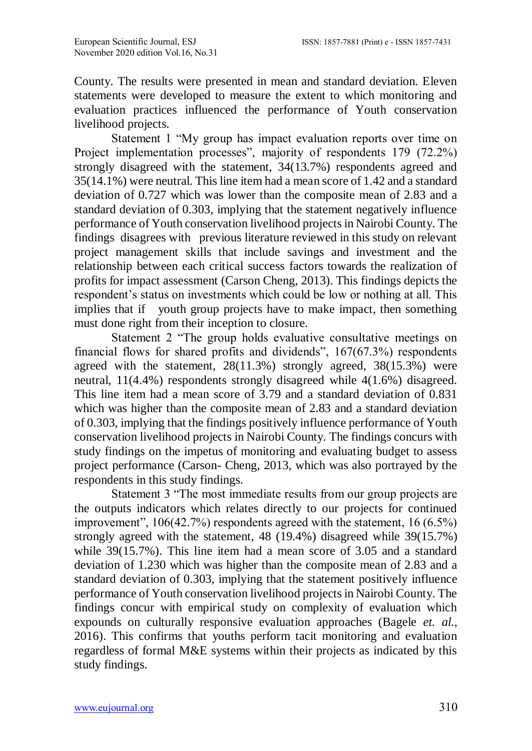County. The results were presented in mean and standard deviation. Eleven statements were developed to measure the extent to which monitoring and evaluation practices influenced the performance of Youth conservation livelihood projects.

Statement 1 "My group has impact evaluation reports over time on Project implementation processes", majority of respondents 179 (72.2%) strongly disagreed with the statement, 34(13.7%) respondents agreed and 35(14.1%) were neutral. This line item had a mean score of 1.42 and a standard deviation of 0.727 which was lower than the composite mean of 2.83 and a standard deviation of 0.303, implying that the statement negatively influence performance of Youth conservation livelihood projects in Nairobi County. The findings disagrees with previous literature reviewed in this study on relevant project management skills that include savings and investment and the relationship between each critical success factors towards the realization of profits for impact assessment (Carson Cheng, 2013). This findings depicts the respondent's status on investments which could be low or nothing at all. This implies that if youth group projects have to make impact, then something must done right from their inception to closure.

Statement 2 "The group holds evaluative consultative meetings on financial flows for shared profits and dividends", 167(67.3%) respondents agreed with the statement, 28(11.3%) strongly agreed, 38(15.3%) were neutral, 11(4.4%) respondents strongly disagreed while 4(1.6%) disagreed. This line item had a mean score of 3.79 and a standard deviation of 0.831 which was higher than the composite mean of 2.83 and a standard deviation of 0.303, implying that the findings positively influence performance of Youth conservation livelihood projects in Nairobi County. The findings concurs with study findings on the impetus of monitoring and evaluating budget to assess project performance (Carson- Cheng, 2013, which was also portrayed by the respondents in this study findings.

Statement 3 "The most immediate results from our group projects are the outputs indicators which relates directly to our projects for continued improvement", 106(42.7%) respondents agreed with the statement, 16 (6.5%) strongly agreed with the statement, 48 (19.4%) disagreed while 39(15.7%) while 39(15.7%). This line item had a mean score of 3.05 and a standard deviation of 1.230 which was higher than the composite mean of 2.83 and a standard deviation of 0.303, implying that the statement positively influence performance of Youth conservation livelihood projects in Nairobi County. The findings concur with empirical study on complexity of evaluation which expounds on culturally responsive evaluation approaches (Bagele *et. al.*, 2016). This confirms that youths perform tacit monitoring and evaluation regardless of formal M&E systems within their projects as indicated by this study findings.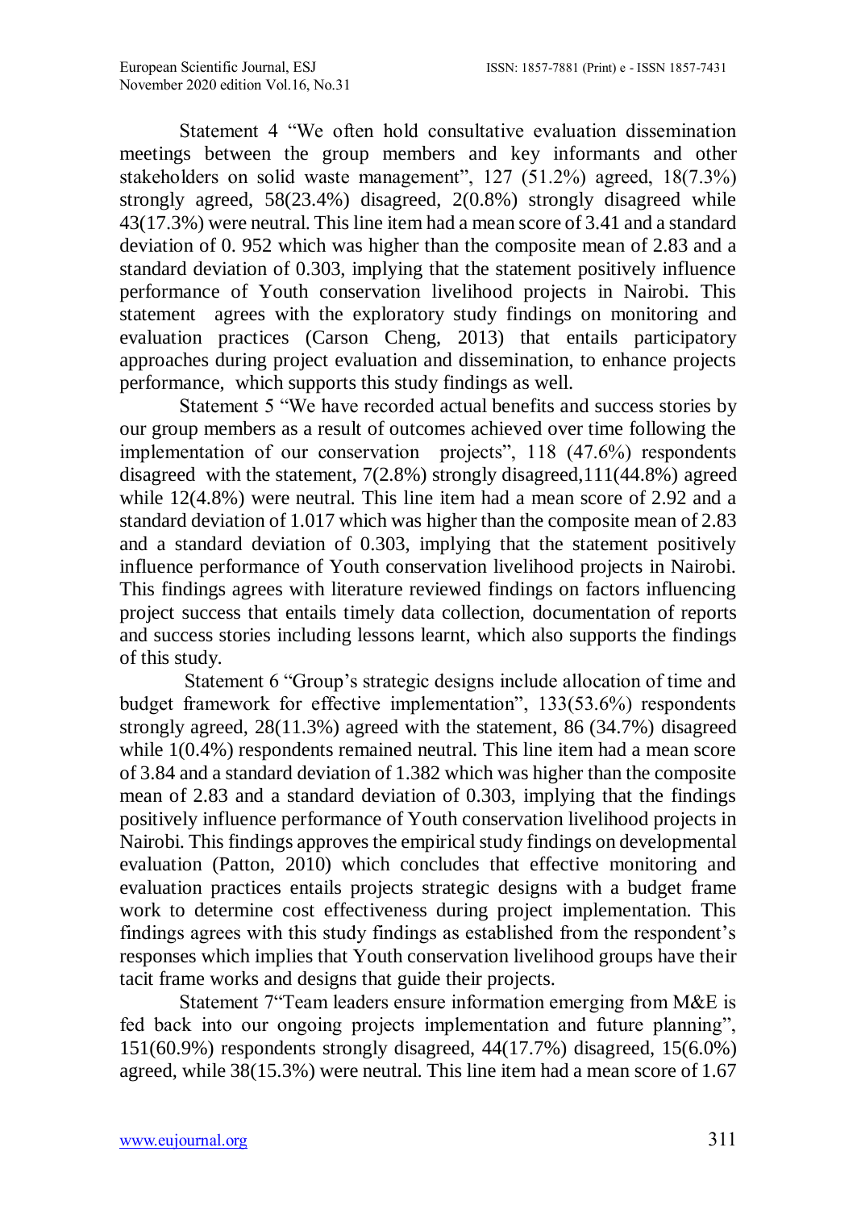Statement 4 "We often hold consultative evaluation dissemination meetings between the group members and key informants and other stakeholders on solid waste management", 127 (51.2%) agreed, 18(7.3%) strongly agreed, 58(23.4%) disagreed, 2(0.8%) strongly disagreed while 43(17.3%) were neutral. This line item had a mean score of 3.41 and a standard deviation of 0. 952 which was higher than the composite mean of 2.83 and a standard deviation of 0.303, implying that the statement positively influence performance of Youth conservation livelihood projects in Nairobi. This statement agrees with the exploratory study findings on monitoring and evaluation practices (Carson Cheng, 2013) that entails participatory approaches during project evaluation and dissemination, to enhance projects performance, which supports this study findings as well.

Statement 5 "We have recorded actual benefits and success stories by our group members as a result of outcomes achieved over time following the implementation of our conservation projects", 118 (47.6%) respondents disagreed with the statement, 7(2.8%) strongly disagreed,111(44.8%) agreed while 12(4.8%) were neutral. This line item had a mean score of 2.92 and a standard deviation of 1.017 which was higher than the composite mean of 2.83 and a standard deviation of 0.303, implying that the statement positively influence performance of Youth conservation livelihood projects in Nairobi. This findings agrees with literature reviewed findings on factors influencing project success that entails timely data collection, documentation of reports and success stories including lessons learnt, which also supports the findings of this study.

Statement 6 "Group's strategic designs include allocation of time and budget framework for effective implementation", 133(53.6%) respondents strongly agreed, 28(11.3%) agreed with the statement, 86 (34.7%) disagreed while 1(0.4%) respondents remained neutral. This line item had a mean score of 3.84 and a standard deviation of 1.382 which was higher than the composite mean of 2.83 and a standard deviation of 0.303, implying that the findings positively influence performance of Youth conservation livelihood projects in Nairobi. This findings approves the empirical study findings on developmental evaluation (Patton, 2010) which concludes that effective monitoring and evaluation practices entails projects strategic designs with a budget frame work to determine cost effectiveness during project implementation. This findings agrees with this study findings as established from the respondent's responses which implies that Youth conservation livelihood groups have their tacit frame works and designs that guide their projects.

Statement 7"Team leaders ensure information emerging from M&E is fed back into our ongoing projects implementation and future planning", 151(60.9%) respondents strongly disagreed, 44(17.7%) disagreed, 15(6.0%) agreed, while 38(15.3%) were neutral. This line item had a mean score of 1.67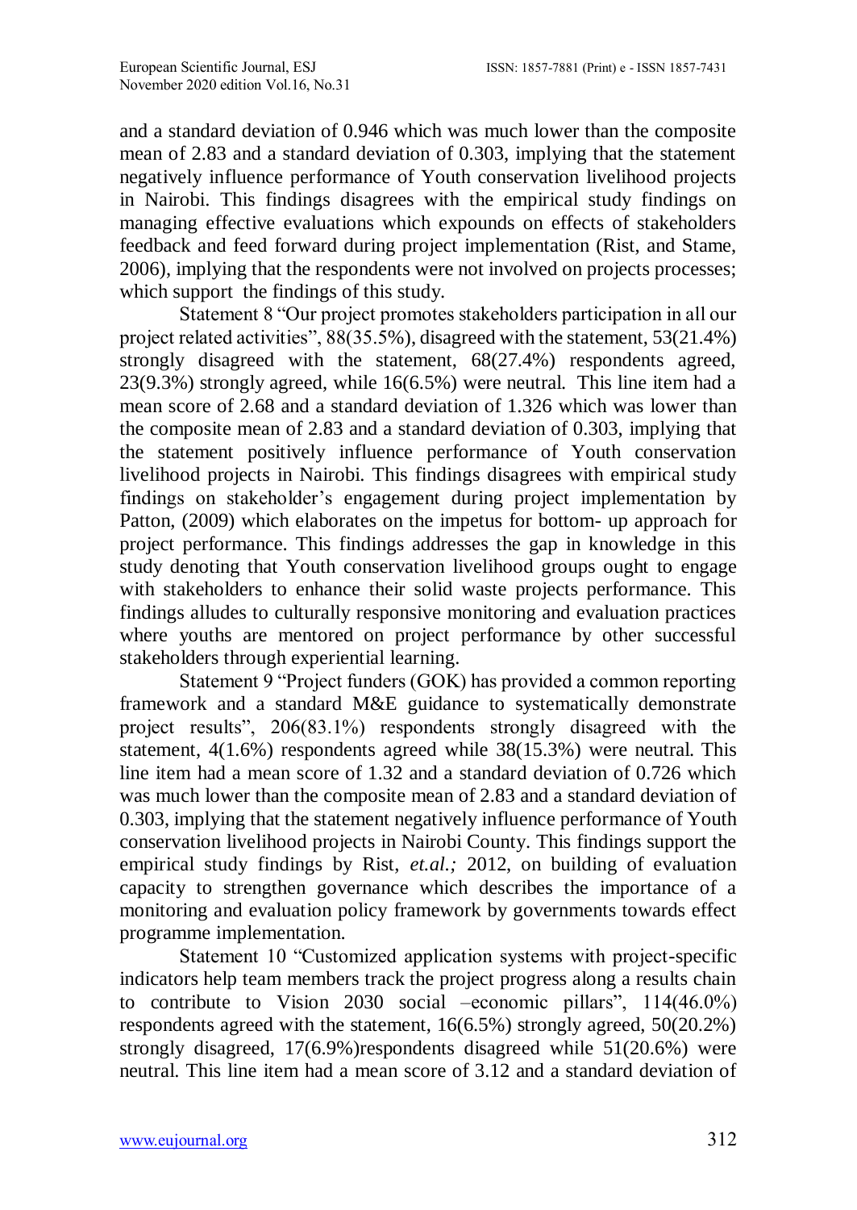and a standard deviation of 0.946 which was much lower than the composite mean of 2.83 and a standard deviation of 0.303, implying that the statement negatively influence performance of Youth conservation livelihood projects in Nairobi. This findings disagrees with the empirical study findings on managing effective evaluations which expounds on effects of stakeholders feedback and feed forward during project implementation (Rist, and Stame, 2006), implying that the respondents were not involved on projects processes; which support the findings of this study.

Statement 8 "Our project promotes stakeholders participation in all our project related activities", 88(35.5%), disagreed with the statement, 53(21.4%) strongly disagreed with the statement, 68(27.4%) respondents agreed, 23(9.3%) strongly agreed, while 16(6.5%) were neutral. This line item had a mean score of 2.68 and a standard deviation of 1.326 which was lower than the composite mean of 2.83 and a standard deviation of 0.303, implying that the statement positively influence performance of Youth conservation livelihood projects in Nairobi. This findings disagrees with empirical study findings on stakeholder's engagement during project implementation by Patton, (2009) which elaborates on the impetus for bottom- up approach for project performance. This findings addresses the gap in knowledge in this study denoting that Youth conservation livelihood groups ought to engage with stakeholders to enhance their solid waste projects performance. This findings alludes to culturally responsive monitoring and evaluation practices where youths are mentored on project performance by other successful stakeholders through experiential learning.

Statement 9 "Project funders (GOK) has provided a common reporting framework and a standard M&E guidance to systematically demonstrate project results", 206(83.1%) respondents strongly disagreed with the statement, 4(1.6%) respondents agreed while 38(15.3%) were neutral. This line item had a mean score of 1.32 and a standard deviation of 0.726 which was much lower than the composite mean of 2.83 and a standard deviation of 0.303, implying that the statement negatively influence performance of Youth conservation livelihood projects in Nairobi County. This findings support the empirical study findings by Rist, *et.al.;* 2012, on building of evaluation capacity to strengthen governance which describes the importance of a monitoring and evaluation policy framework by governments towards effect programme implementation.

Statement 10 "Customized application systems with project-specific indicators help team members track the project progress along a results chain to contribute to Vision 2030 social –economic pillars", 114(46.0%) respondents agreed with the statement, 16(6.5%) strongly agreed, 50(20.2%) strongly disagreed, 17(6.9%)respondents disagreed while 51(20.6%) were neutral. This line item had a mean score of 3.12 and a standard deviation of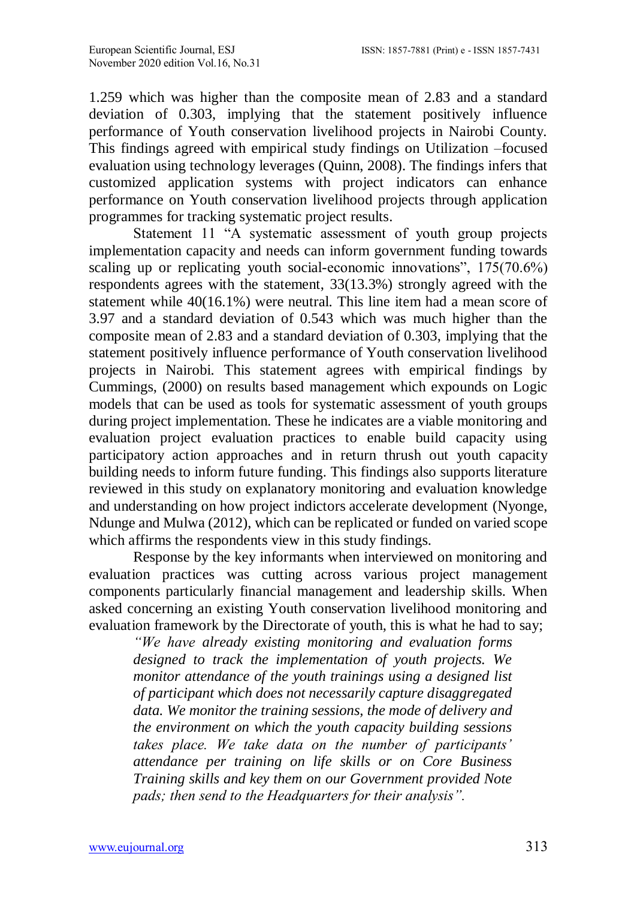1.259 which was higher than the composite mean of 2.83 and a standard deviation of 0.303, implying that the statement positively influence performance of Youth conservation livelihood projects in Nairobi County. This findings agreed with empirical study findings on Utilization –focused evaluation using technology leverages (Quinn, 2008). The findings infers that customized application systems with project indicators can enhance performance on Youth conservation livelihood projects through application programmes for tracking systematic project results.

Statement 11 "A systematic assessment of youth group projects implementation capacity and needs can inform government funding towards scaling up or replicating youth social-economic innovations", 175(70.6%) respondents agrees with the statement, 33(13.3%) strongly agreed with the statement while 40(16.1%) were neutral. This line item had a mean score of 3.97 and a standard deviation of 0.543 which was much higher than the composite mean of 2.83 and a standard deviation of 0.303, implying that the statement positively influence performance of Youth conservation livelihood projects in Nairobi. This statement agrees with empirical findings by Cummings, (2000) on results based management which expounds on Logic models that can be used as tools for systematic assessment of youth groups during project implementation. These he indicates are a viable monitoring and evaluation project evaluation practices to enable build capacity using participatory action approaches and in return thrush out youth capacity building needs to inform future funding. This findings also supports literature reviewed in this study on explanatory monitoring and evaluation knowledge and understanding on how project indictors accelerate development (Nyonge, Ndunge and Mulwa (2012), which can be replicated or funded on varied scope which affirms the respondents view in this study findings.

Response by the key informants when interviewed on monitoring and evaluation practices was cutting across various project management components particularly financial management and leadership skills. When asked concerning an existing Youth conservation livelihood monitoring and evaluation framework by the Directorate of youth, this is what he had to say;

> *"We have already existing monitoring and evaluation forms designed to track the implementation of youth projects. We monitor attendance of the youth trainings using a designed list of participant which does not necessarily capture disaggregated data. We monitor the training sessions, the mode of delivery and the environment on which the youth capacity building sessions takes place. We take data on the number of participants' attendance per training on life skills or on Core Business Training skills and key them on our Government provided Note pads; then send to the Headquarters for their analysis".*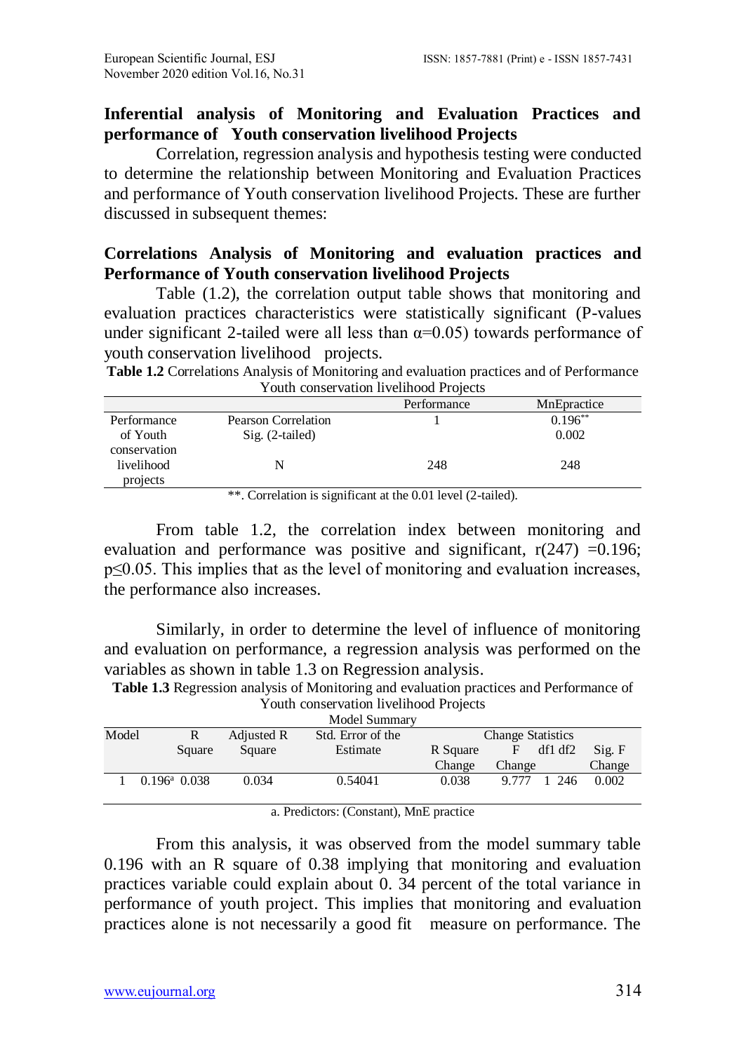## Inferential analysis of Monitoring and Evaluation Practices and performance of Youth conservation livelihood Projects

Correlation, regression analysis and hypothesis testing were conducted to determine the relationship between Monitoring and Evaluation Practices and performance of Youth conservation livelihood Projects. These are further discussed in subsequent themes:

## Correlations Analysis of Monitoring and evaluation practices and Performance of Youth conservation livelihood Projects

Table (1.2), the correlation output table shows that monitoring and evaluation practices characteristics were statistically significant (P-values under significant 2-tailed were all less than $\alpha$=0.05) towards performance of youth conservation livelihood projects.

**Table 1.2** Correlations Analysis of Monitoring and evaluation practices and of Performance Youth conservation livelihood Projects

| | | Performance | MnEpractice |
|---|---|---|---|
| Performance of Youth conservation livelihood projects | Pearson Correlation | 1 | 0.196** |
| | Sig. (2-tailed) | | 0.002 |
| | N | 248 | 248 |

**. Correlation is significant at the 0.01 level (2-tailed).

From table 1.2, the correlation index between monitoring and evaluation and performance was positive and significant, $r(247) = 0.196$; $p \leq 0.05$. This implies that as the level of monitoring and evaluation increases, the performance also increases.

Similarly, in order to determine the level of influence of monitoring and evaluation on performance, a regression analysis was performed on the variables as shown in table 1.3 on Regression analysis.

**Table 1.3** Regression analysis of Monitoring and evaluation practices and Performance of Youth conservation livelihood Projects

Model Summary

| Model | R | R Square | Adjusted R Square | Std. Error of the Estimate | Change Statistics | | | | |
|---|---|---|---|---|---|---|---|---|---|
| | | | | | R Square Change | F Change | df1 | df2 | Sig. F Change |
| 1 | 0.196[a] | 0.038 | 0.034 | 0.54041 | 0.038 | 9.777 | 1 | 246 | 0.002 |

a. Predictors: (Constant), MnE practice

From this analysis, it was observed from the model summary table 0.196 with an R square of 0.38 implying that monitoring and evaluation practices variable could explain about 0. 34 percent of the total variance in performance of youth project. This implies that monitoring and evaluation practices alone is not necessarily a good fit measure on performance. The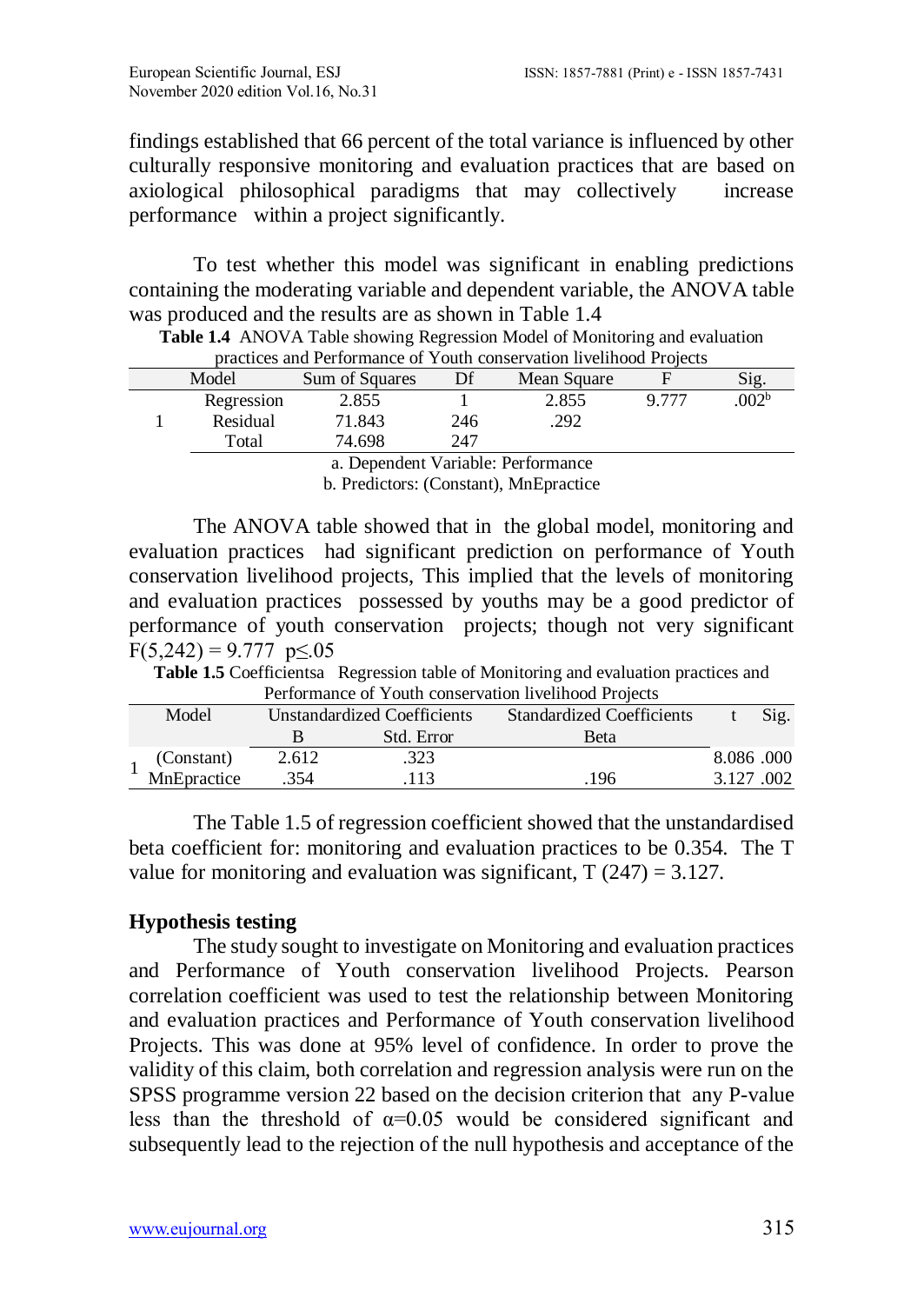findings established that 66 percent of the total variance is influenced by other culturally responsive monitoring and evaluation practices that are based on axiological philosophical paradigms that may collectively increase performance within a project significantly.

To test whether this model was significant in enabling predictions containing the moderating variable and dependent variable, the ANOVA table was produced and the results are as shown in Table 1.4

**Table 1.4** ANOVA Table showing Regression Model of Monitoring and evaluation practices and Performance of Youth conservation livelihood Projects

| Model | | Sum of Squares | Df | Mean Square | F | Sig. |
|---|---|---|---|---|---|---|
| 1 | Regression | 2.855 | 1 | 2.855 | 9.777 | .002[b] |
| | Residual | 71.843 | 246 | .292 | | |
| | Total | 74.698 | 247 | | | |

a. Dependent Variable: Performance
b. Predictors: (Constant), MnEpractice

The ANOVA table showed that in the global model, monitoring and evaluation practices had significant prediction on performance of Youth conservation livelihood projects, This implied that the levels of monitoring and evaluation practices possessed by youths may be a good predictor of performance of youth conservation projects; though not very significant $F(5,242) = 9.777$ $p \leq .05$

**Table 1.5** Coefficientsa Regression table of Monitoring and evaluation practices and Performance of Youth conservation livelihood Projects

| Model | | Unstandardized Coefficients | | Standardized Coefficients | t | Sig. |
|---|---|---|---|---|---|---|
| | | B | Std. Error | Beta | | |
| 1 | (Constant) | 2.612 | .323 | | 8.086 | .000 |
| | MnEpractice | .354 | .113 | .196 | 3.127 | .002 |

The Table 1.5 of regression coefficient showed that the unstandardised beta coefficient for: monitoring and evaluation practices to be 0.354. The T value for monitoring and evaluation was significant, $T(247) = 3.127$.

## Hypothesis testing

The study sought to investigate on Monitoring and evaluation practices and Performance of Youth conservation livelihood Projects. Pearson correlation coefficient was used to test the relationship between Monitoring and evaluation practices and Performance of Youth conservation livelihood Projects. This was done at 95% level of confidence. In order to prove the validity of this claim, both correlation and regression analysis were run on the SPSS programme version 22 based on the decision criterion that any P-value less than the threshold of $\alpha$=0.05 would be considered significant and subsequently lead to the rejection of the null hypothesis and acceptance of the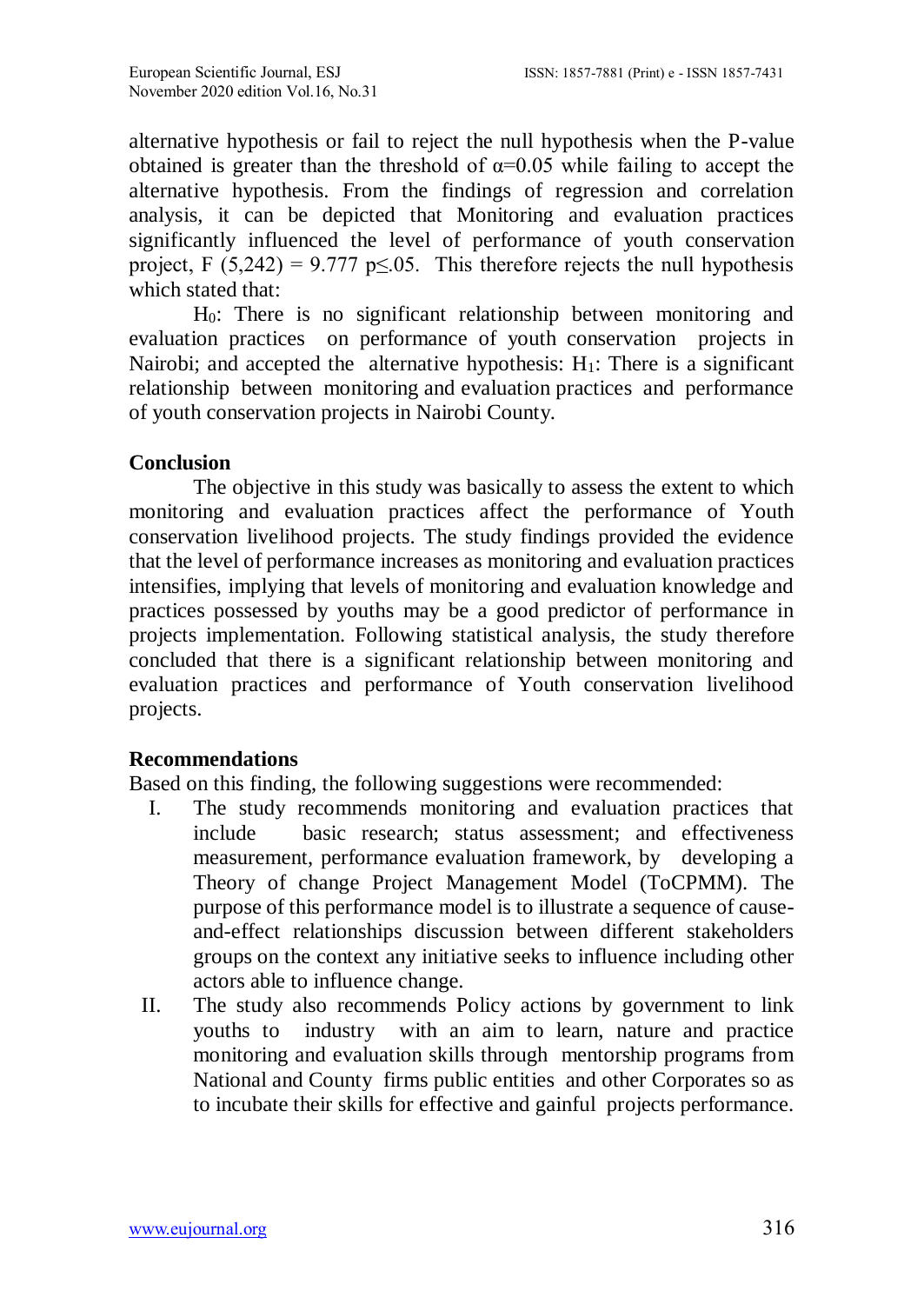alternative hypothesis or fail to reject the null hypothesis when the P-value obtained is greater than the threshold of $\alpha=0.05$ while failing to accept the alternative hypothesis. From the findings of regression and correlation analysis, it can be depicted that Monitoring and evaluation practices significantly influenced the level of performance of youth conservation project, $F(5,242) = 9.777$ $p \leq .05$. This therefore rejects the null hypothesis which stated that:

$H_0$: There is no significant relationship between monitoring and evaluation practices on performance of youth conservation projects in Nairobi; and accepted the alternative hypothesis: $H_1$: There is a significant relationship between monitoring and evaluation practices and performance of youth conservation projects in Nairobi County.

**Conclusion**

The objective in this study was basically to assess the extent to which monitoring and evaluation practices affect the performance of Youth conservation livelihood projects. The study findings provided the evidence that the level of performance increases as monitoring and evaluation practices intensifies, implying that levels of monitoring and evaluation knowledge and practices possessed by youths may be a good predictor of performance in projects implementation. Following statistical analysis, the study therefore concluded that there is a significant relationship between monitoring and evaluation practices and performance of Youth conservation livelihood projects.

**Recommendations**

Based on this finding, the following suggestions were recommended:

I. The study recommends monitoring and evaluation practices that include basic research; status assessment; and effectiveness measurement, performance evaluation framework, by developing a Theory of change Project Management Model (ToCPMM). The purpose of this performance model is to illustrate a sequence of cause-and-effect relationships discussion between different stakeholders groups on the context any initiative seeks to influence including other actors able to influence change.

II. The study also recommends Policy actions by government to link youths to industry with an aim to learn, nature and practice monitoring and evaluation skills through mentorship programs from National and County firms public entities and other Corporates so as to incubate their skills for effective and gainful projects performance.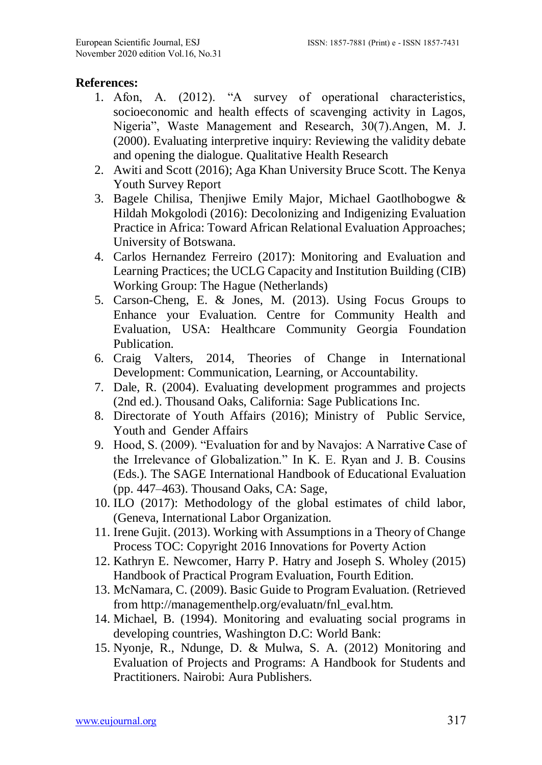**References:**

1. Afon, A. (2012). "A survey of operational characteristics, socioeconomic and health effects of scavenging activity in Lagos, Nigeria", Waste Management and Research, 30(7).Angen, M. J. (2000). Evaluating interpretive inquiry: Reviewing the validity debate and opening the dialogue. Qualitative Health Research
2. Awiti and Scott (2016); Aga Khan University Bruce Scott. The Kenya Youth Survey Report
3. Bagele Chilisa, Thenjiwe Emily Major, Michael Gaotlhobogwe & Hildah Mokgolodi (2016): Decolonizing and Indigenizing Evaluation Practice in Africa: Toward African Relational Evaluation Approaches; University of Botswana.
4. Carlos Hernandez Ferreiro (2017): Monitoring and Evaluation and Learning Practices; the UCLG Capacity and Institution Building (CIB) Working Group: The Hague (Netherlands)
5. Carson-Cheng, E. & Jones, M. (2013). Using Focus Groups to Enhance your Evaluation. Centre for Community Health and Evaluation, USA: Healthcare Community Georgia Foundation Publication.
6. Craig Valters, 2014, Theories of Change in International Development: Communication, Learning, or Accountability.
7. Dale, R. (2004). Evaluating development programmes and projects (2nd ed.). Thousand Oaks, California: Sage Publications Inc.
8. Directorate of Youth Affairs (2016); Ministry of Public Service, Youth and Gender Affairs
9. Hood, S. (2009). "Evaluation for and by Navajos: A Narrative Case of the Irrelevance of Globalization." In K. E. Ryan and J. B. Cousins (Eds.). The SAGE International Handbook of Educational Evaluation (pp. 447–463). Thousand Oaks, CA: Sage,
10. ILO (2017): Methodology of the global estimates of child labor, (Geneva, International Labor Organization.
11. Irene Gujit. (2013). Working with Assumptions in a Theory of Change Process TOC: Copyright 2016 Innovations for Poverty Action
12. Kathryn E. Newcomer, Harry P. Hatry and Joseph S. Wholey (2015) Handbook of Practical Program Evaluation, Fourth Edition.
13. McNamara, C. (2009). Basic Guide to Program Evaluation. (Retrieved from http://managementhelp.org/evaluatn/fnl_eval.htm.
14. Michael, B. (1994). Monitoring and evaluating social programs in developing countries, Washington D.C: World Bank:
15. Nyonje, R., Ndunge, D. & Mulwa, S. A. (2012) Monitoring and Evaluation of Projects and Programs: A Handbook for Students and Practitioners. Nairobi: Aura Publishers.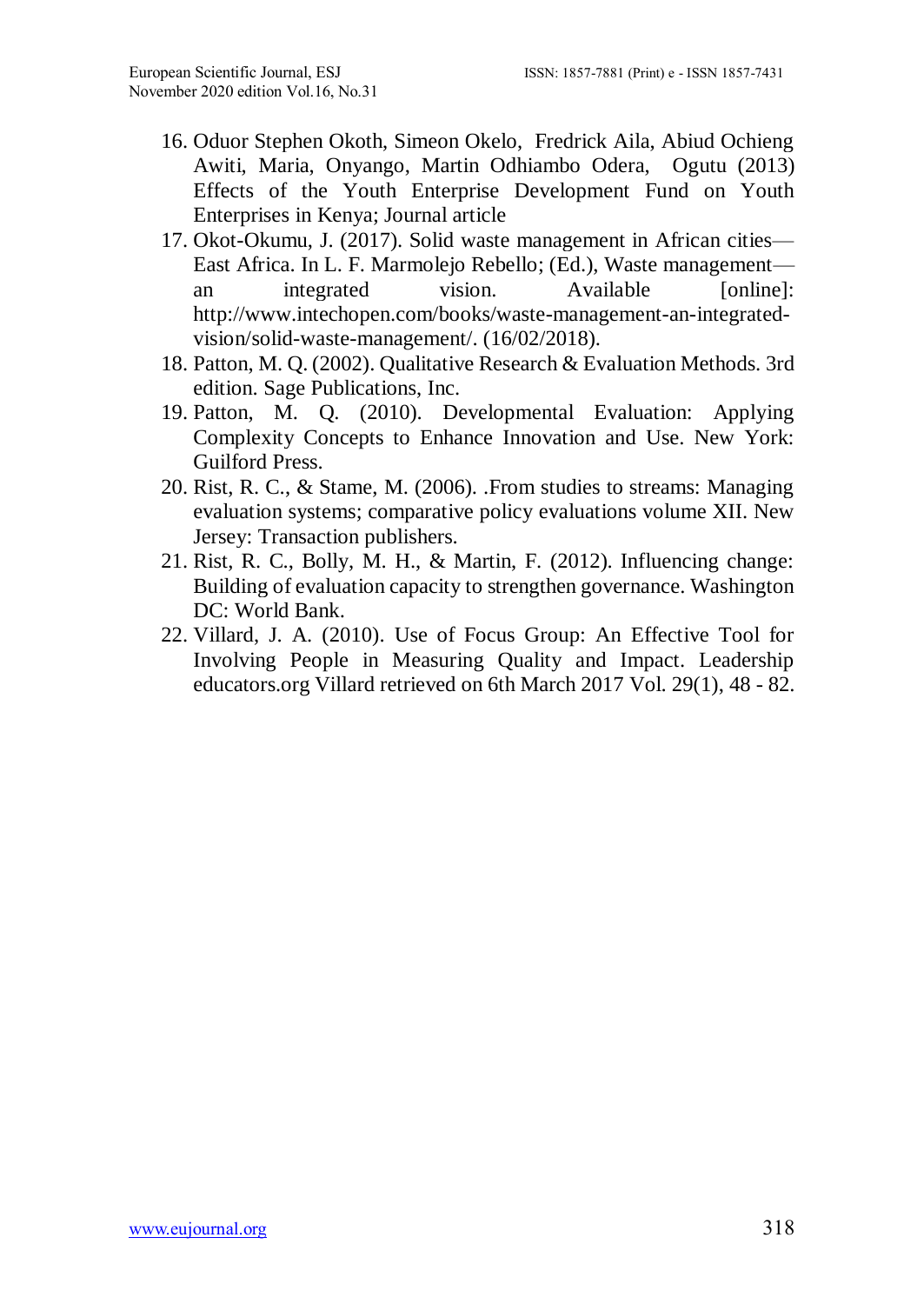16. Oduor Stephen Okoth, Simeon Okelo, Fredrick Aila, Abiud Ochieng Awiti, Maria, Onyango, Martin Odhiambo Odera, Ogutu (2013) Effects of the Youth Enterprise Development Fund on Youth Enterprises in Kenya; Journal article
17. Okot-Okumu, J. (2017). Solid waste management in African cities—East Africa. In L. F. Marmolejo Rebello; (Ed.), Waste management—an integrated vision. Available [online]: http://www.intechopen.com/books/waste-management-an-integrated-vision/solid-waste-management/. (16/02/2018).
18. Patton, M. Q. (2002). Qualitative Research & Evaluation Methods. 3rd edition. Sage Publications, Inc.
19. Patton, M. Q. (2010). Developmental Evaluation: Applying Complexity Concepts to Enhance Innovation and Use. New York: Guilford Press.
20. Rist, R. C., & Stame, M. (2006). .From studies to streams: Managing evaluation systems; comparative policy evaluations volume XII. New Jersey: Transaction publishers.
21. Rist, R. C., Bolly, M. H., & Martin, F. (2012). Influencing change: Building of evaluation capacity to strengthen governance. Washington DC: World Bank.
22. Villard, J. A. (2010). Use of Focus Group: An Effective Tool for Involving People in Measuring Quality and Impact. Leadership educators.org Villard retrieved on 6th March 2017 Vol. 29(1), 48 - 82.